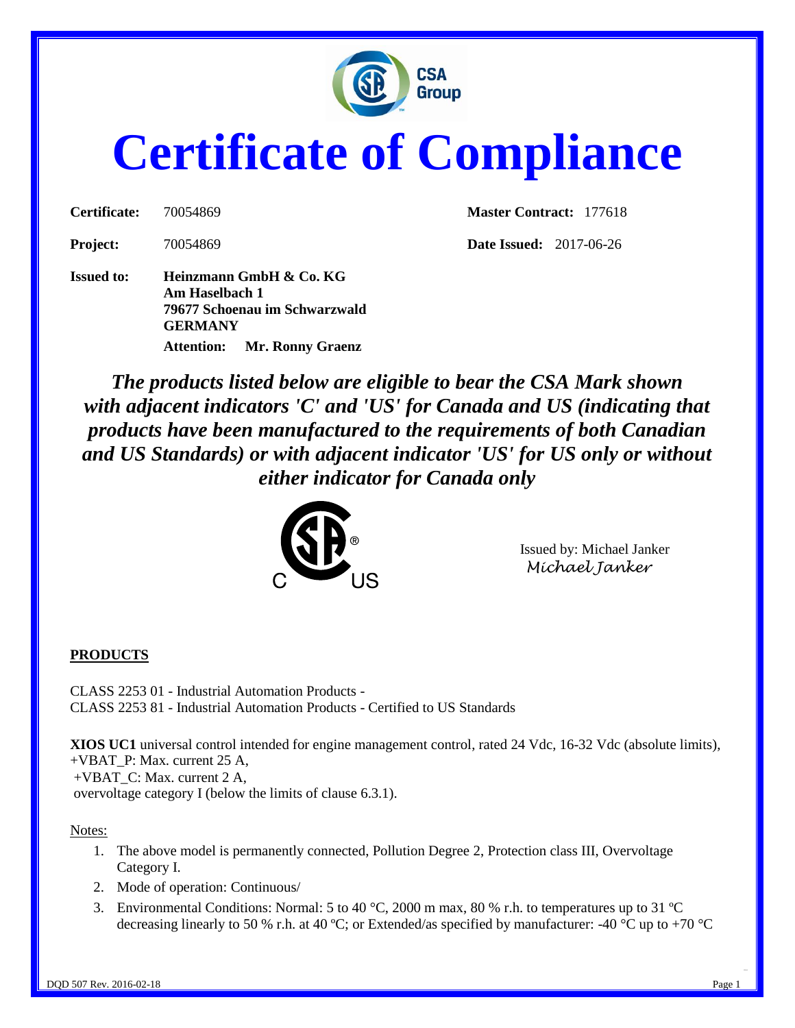# Certificate of Compliance

| | | | |
|---|---|---|---|
| **Certificate:** | 70054869 | **Master Contract:** | 177618 |
| **Project:** | 70054869 | **Date Issued:** | 2017-06-26 |

**Issued to:** **Heinzmann GmbH & Co. KG**
**Am Haselbach 1**
**79677 Schoenau im Schwarzwald**
**GERMANY**
**Attention: Mr. Ronny Graenz**

***The products listed below are eligible to bear the CSA Mark shown with adjacent indicators 'C' and 'US' for Canada and US (indicating that products have been manufactured to the requirements of both Canadian and US Standards) or with adjacent indicator 'US' for US only or without either indicator for Canada only***

Issued by: Michael Janker
*Michael Janker*

**PRODUCTS**

CLASS 2253 01 - Industrial Automation Products -
CLASS 2253 81 - Industrial Automation Products - Certified to US Standards

**XIOS UC1** universal control intended for engine management control, rated 24 Vdc, 16-32 Vdc (absolute limits),
+VBAT_P: Max. current 25 A,
+VBAT_C: Max. current 2 A,
overvoltage category I (below the limits of clause 6.3.1).

Notes:

1. The above model is permanently connected, Pollution Degree 2, Protection class III, Overvoltage Category I.
2. Mode of operation: Continuous/
3. Environmental Conditions: Normal: 5 to 40 °C, 2000 m max, 80 % r.h. to temperatures up to 31 ºC decreasing linearly to 50 % r.h. at 40 ºC; or Extended/as specified by manufacturer: -40 °C up to +70 °C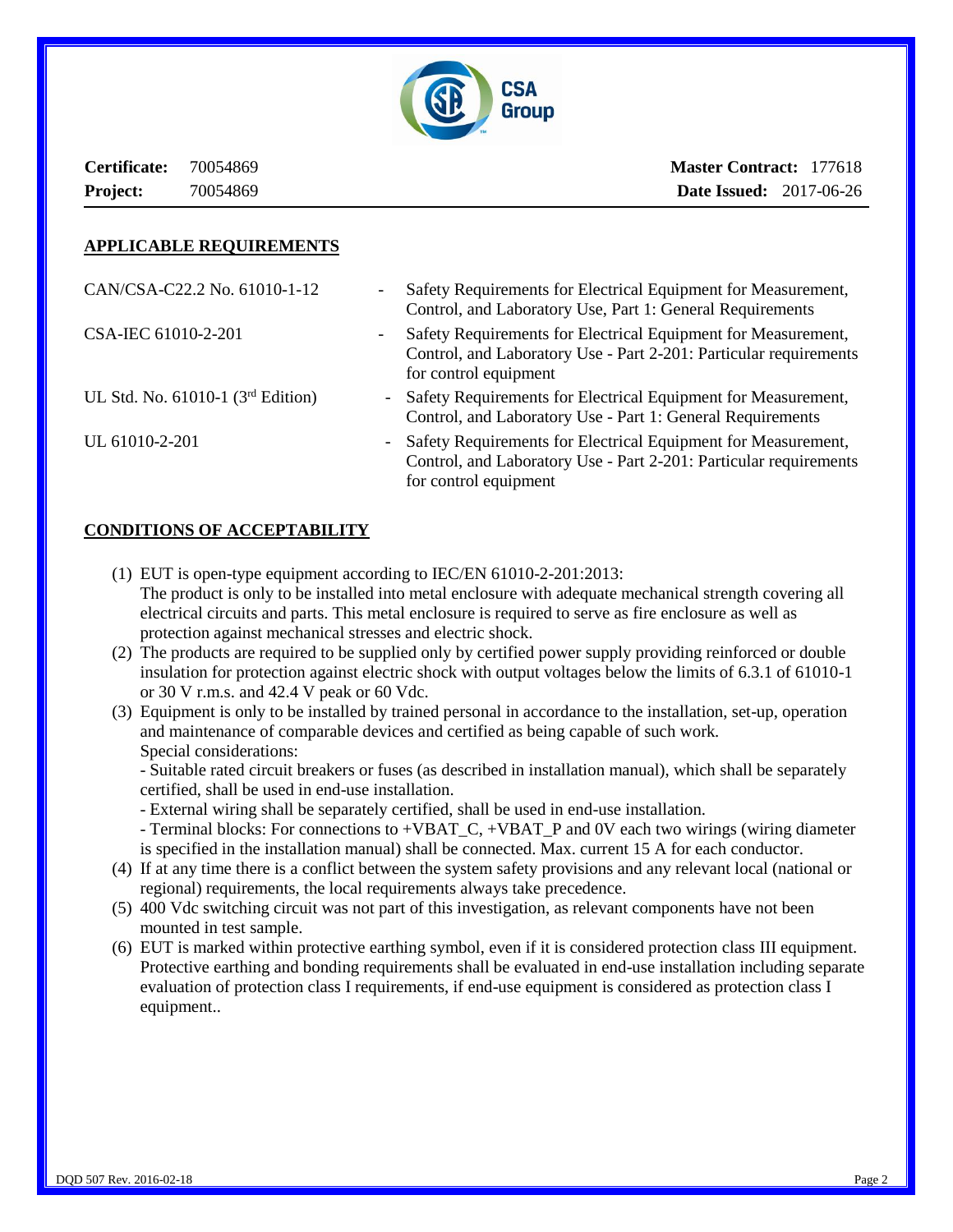**Certificate:** 70054869 **Master Contract:** 177618

**Project:** 70054869 **Date Issued:** 2017-06-26

## APPLICABLE REQUIREMENTS

| | | |
|---|---|---|
| CAN/CSA-C22.2 No. 61010-1-12 | - | Safety Requirements for Electrical Equipment for Measurement, Control, and Laboratory Use, Part 1: General Requirements |
| CSA-IEC 61010-2-201 | - | Safety Requirements for Electrical Equipment for Measurement, Control, and Laboratory Use - Part 2-201: Particular requirements for control equipment |
| UL Std. No. 61010-1 (3rd Edition) | - | Safety Requirements for Electrical Equipment for Measurement, Control, and Laboratory Use - Part 1: General Requirements |
| UL 61010-2-201 | - | Safety Requirements for Electrical Equipment for Measurement, Control, and Laboratory Use - Part 2-201: Particular requirements for control equipment |

## CONDITIONS OF ACCEPTABILITY

(1) EUT is open-type equipment according to IEC/EN 61010-2-201:2013:
The product is only to be installed into metal enclosure with adequate mechanical strength covering all electrical circuits and parts. This metal enclosure is required to serve as fire enclosure as well as protection against mechanical stresses and electric shock.

(2) The products are required to be supplied only by certified power supply providing reinforced or double insulation for protection against electric shock with output voltages below the limits of 6.3.1 of 61010-1 or 30 V r.m.s. and 42.4 V peak or 60 Vdc.

(3) Equipment is only to be installed by trained personal in accordance to the installation, set-up, operation and maintenance of comparable devices and certified as being capable of such work.
Special considerations:
- Suitable rated circuit breakers or fuses (as described in installation manual), which shall be separately certified, shall be used in end-use installation.
- External wiring shall be separately certified, shall be used in end-use installation.
- Terminal blocks: For connections to +VBAT_C, +VBAT_P and 0V each two wirings (wiring diameter is specified in the installation manual) shall be connected. Max. current 15 A for each conductor.

(4) If at any time there is a conflict between the system safety provisions and any relevant local (national or regional) requirements, the local requirements always take precedence.

(5) 400 Vdc switching circuit was not part of this investigation, as relevant components have not been mounted in test sample.

(6) EUT is marked within protective earthing symbol, even if it is considered protection class III equipment. Protective earthing and bonding requirements shall be evaluated in end-use installation including separate evaluation of protection class I requirements, if end-use equipment is considered as protection class I equipment..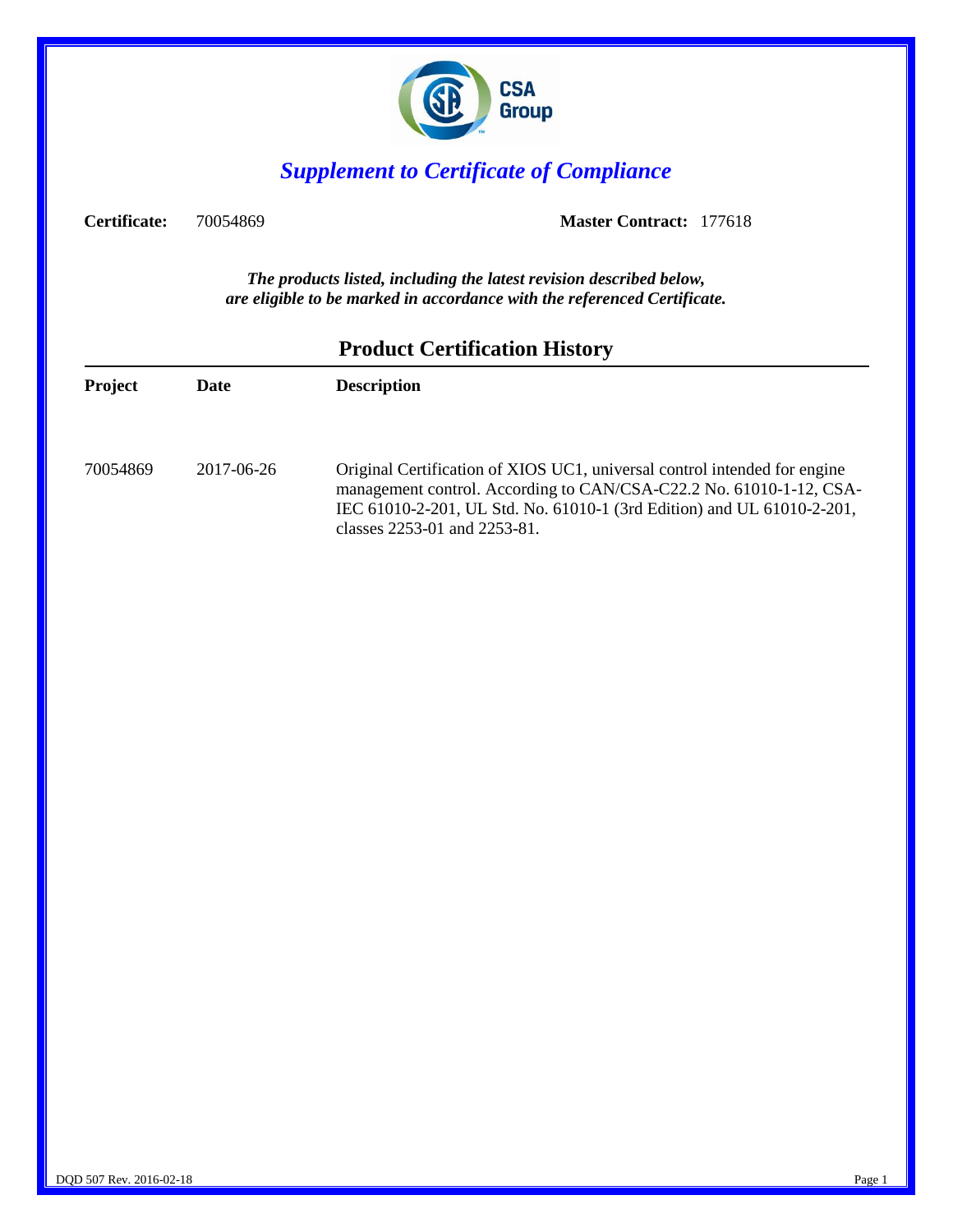# *Supplement to Certificate of Compliance*

**Certificate:** 70054869 **Master Contract:** 177618

***The products listed, including the latest revision described below, are eligible to be marked in accordance with the referenced Certificate.***

## Product Certification History

| Project | Date | Description |
|---|---|---|
| 70054869 | 2017-06-26 | Original Certification of XIOS UC1, universal control intended for engine management control. According to CAN/CSA-C22.2 No. 61010-1-12, CSA-IEC 61010-2-201, UL Std. No. 61010-1 (3rd Edition) and UL 61010-2-201, classes 2253-01 and 2253-81. |

DQD 507 Rev. 2016-02-18